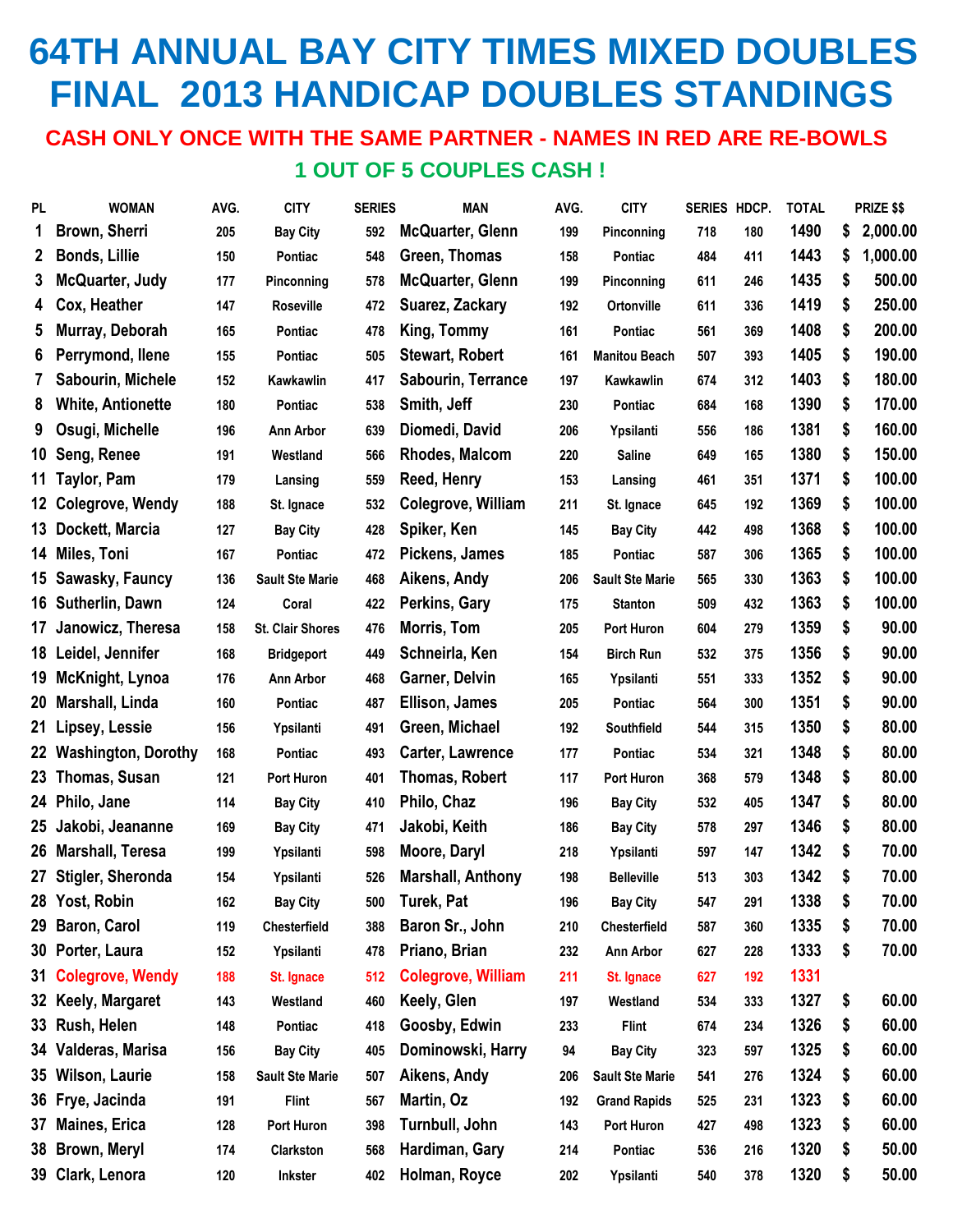# 64TH ANNUAL BAY CITY TIMES MIXED DOUBLES FINAL 2013 HANDICAP DOUBLES STANDINGS

**CASH ONLY ONCE WITH THE SAME PARTNER - NAMES IN RED ARE RE-BOWLS**

**1 OUT OF 5 COUPLES CASH !**

| PL | WOMAN | AVG. | CITY | SERIES | MAN | AVG. | CITY | SERIES | HDCP. | TOTAL | PRIZE $$ |
|---|---|---|---|---|---|---|---|---|---|---|---|
| 1 | Brown, Sherri | 205 | Bay City | 592 | McQuarter, Glenn | 199 | Pinconning | 718 | 180 | 1490 | $ 2,000.00 |
| 2 | Bonds, Lillie | 150 | Pontiac | 548 | Green, Thomas | 158 | Pontiac | 484 | 411 | 1443 | $ 1,000.00 |
| 3 | McQuarter, Judy | 177 | Pinconning | 578 | McQuarter, Glenn | 199 | Pinconning | 611 | 246 | 1435 | $ 500.00 |
| 4 | Cox, Heather | 147 | Roseville | 472 | Suarez, Zackary | 192 | Ortonville | 611 | 336 | 1419 | $ 250.00 |
| 5 | Murray, Deborah | 165 | Pontiac | 478 | King, Tommy | 161 | Pontiac | 561 | 369 | 1408 | $ 200.00 |
| 6 | Perrymond, Ilene | 155 | Pontiac | 505 | Stewart, Robert | 161 | Manitou Beach | 507 | 393 | 1405 | $ 190.00 |
| 7 | Sabourin, Michele | 152 | Kawkawlin | 417 | Sabourin, Terrance | 197 | Kawkawlin | 674 | 312 | 1403 | $ 180.00 |
| 8 | White, Antionette | 180 | Pontiac | 538 | Smith, Jeff | 230 | Pontiac | 684 | 168 | 1390 | $ 170.00 |
| 9 | Osugi, Michelle | 196 | Ann Arbor | 639 | Diomedi, David | 206 | Ypsilanti | 556 | 186 | 1381 | $ 160.00 |
| 10 | Seng, Renee | 191 | Westland | 566 | Rhodes, Malcom | 220 | Saline | 649 | 165 | 1380 | $ 150.00 |
| 11 | Taylor, Pam | 179 | Lansing | 559 | Reed, Henry | 153 | Lansing | 461 | 351 | 1371 | $ 100.00 |
| 12 | Colegrove, Wendy | 188 | St. Ignace | 532 | Colegrove, William | 211 | St. Ignace | 645 | 192 | 1369 | $ 100.00 |
| 13 | Dockett, Marcia | 127 | Bay City | 428 | Spiker, Ken | 145 | Bay City | 442 | 498 | 1368 | $ 100.00 |
| 14 | Miles, Toni | 167 | Pontiac | 472 | Pickens, James | 185 | Pontiac | 587 | 306 | 1365 | $ 100.00 |
| 15 | Sawasky, Fauncy | 136 | Sault Ste Marie | 468 | Aikens, Andy | 206 | Sault Ste Marie | 565 | 330 | 1363 | $ 100.00 |
| 16 | Sutherlin, Dawn | 124 | Coral | 422 | Perkins, Gary | 175 | Stanton | 509 | 432 | 1363 | $ 100.00 |
| 17 | Janowicz, Theresa | 158 | St. Clair Shores | 476 | Morris, Tom | 205 | Port Huron | 604 | 279 | 1359 | $ 90.00 |
| 18 | Leidel, Jennifer | 168 | Bridgeport | 449 | Schneirla, Ken | 154 | Birch Run | 532 | 375 | 1356 | $ 90.00 |
| 19 | McKnight, Lynoa | 176 | Ann Arbor | 468 | Garner, Delvin | 165 | Ypsilanti | 551 | 333 | 1352 | $ 90.00 |
| 20 | Marshall, Linda | 160 | Pontiac | 487 | Ellison, James | 205 | Pontiac | 564 | 300 | 1351 | $ 90.00 |
| 21 | Lipsey, Lessie | 156 | Ypsilanti | 491 | Green, Michael | 192 | Southfield | 544 | 315 | 1350 | $ 80.00 |
| 22 | Washington, Dorothy | 168 | Pontiac | 493 | Carter, Lawrence | 177 | Pontiac | 534 | 321 | 1348 | $ 80.00 |
| 23 | Thomas, Susan | 121 | Port Huron | 401 | Thomas, Robert | 117 | Port Huron | 368 | 579 | 1348 | $ 80.00 |
| 24 | Philo, Jane | 114 | Bay City | 410 | Philo, Chaz | 196 | Bay City | 532 | 405 | 1347 | $ 80.00 |
| 25 | Jakobi, Jeananne | 169 | Bay City | 471 | Jakobi, Keith | 186 | Bay City | 578 | 297 | 1346 | $ 80.00 |
| 26 | Marshall, Teresa | 199 | Ypsilanti | 598 | Moore, Daryl | 218 | Ypsilanti | 597 | 147 | 1342 | $ 70.00 |
| 27 | Stigler, Sheronda | 154 | Ypsilanti | 526 | Marshall, Anthony | 198 | Belleville | 513 | 303 | 1342 | $ 70.00 |
| 28 | Yost, Robin | 162 | Bay City | 500 | Turek, Pat | 196 | Bay City | 547 | 291 | 1338 | $ 70.00 |
| 29 | Baron, Carol | 119 | Chesterfield | 388 | Baron Sr., John | 210 | Chesterfield | 587 | 360 | 1335 | $ 70.00 |
| 30 | Porter, Laura | 152 | Ypsilanti | 478 | Priano, Brian | 232 | Ann Arbor | 627 | 228 | 1333 | $ 70.00 |
| 31 | Colegrove, Wendy | 188 | St. Ignace | 512 | Colegrove, William | 211 | St. Ignace | 627 | 192 | 1331 | |
| 32 | Keely, Margaret | 143 | Westland | 460 | Keely, Glen | 197 | Westland | 534 | 333 | 1327 | $ 60.00 |
| 33 | Rush, Helen | 148 | Pontiac | 418 | Goosby, Edwin | 233 | Flint | 674 | 234 | 1326 | $ 60.00 |
| 34 | Valderas, Marisa | 156 | Bay City | 405 | Dominowski, Harry | 94 | Bay City | 323 | 597 | 1325 | $ 60.00 |
| 35 | Wilson, Laurie | 158 | Sault Ste Marie | 507 | Aikens, Andy | 206 | Sault Ste Marie | 541 | 276 | 1324 | $ 60.00 |
| 36 | Frye, Jacinda | 191 | Flint | 567 | Martin, Oz | 192 | Grand Rapids | 525 | 231 | 1323 | $ 60.00 |
| 37 | Maines, Erica | 128 | Port Huron | 398 | Turnbull, John | 143 | Port Huron | 427 | 498 | 1323 | $ 60.00 |
| 38 | Brown, Meryl | 174 | Clarkston | 568 | Hardiman, Gary | 214 | Pontiac | 536 | 216 | 1320 | $ 50.00 |
| 39 | Clark, Lenora | 120 | Inkster | 402 | Holman, Royce | 202 | Ypsilanti | 540 | 378 | 1320 | $ 50.00 |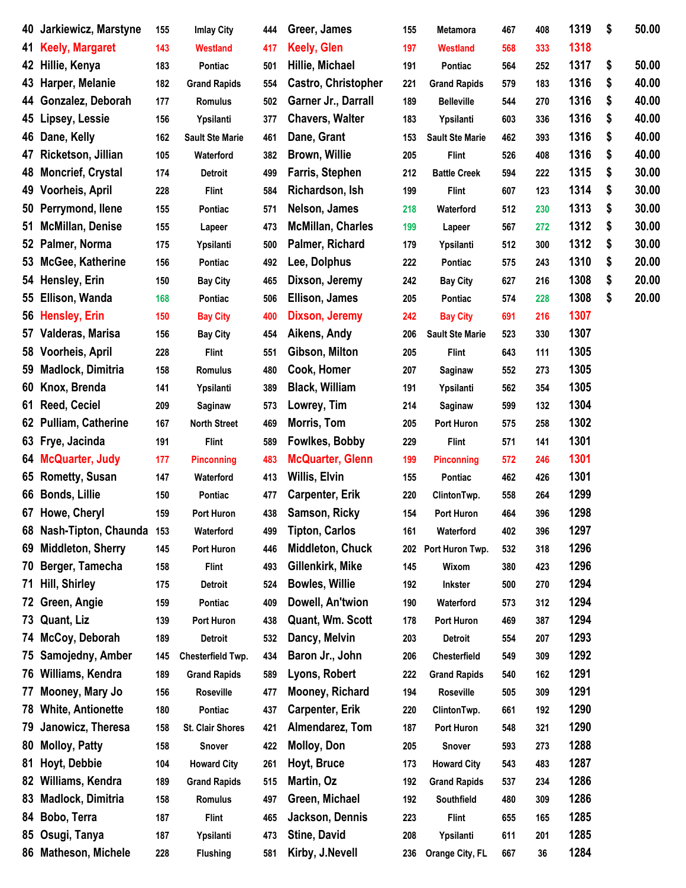| 40 | Jarkiewicz, Marstyne | 155 | Imlay City | 444 | Greer, James | 155 | Metamora | 467 | 408 | 1319 | $ | 50.00 |
|---|---|---|---|---|---|---|---|---|---|---|---|---|
| 41 | Keely, Margaret | 143 | Westland | 417 | Keely, Glen | 197 | Westland | 568 | 333 | 1318 | | |
| 42 | Hillie, Kenya | 183 | Pontiac | 501 | Hillie, Michael | 191 | Pontiac | 564 | 252 | 1317 | $ | 50.00 |
| 43 | Harper, Melanie | 182 | Grand Rapids | 554 | Castro, Christopher | 221 | Grand Rapids | 579 | 183 | 1316 | $ | 40.00 |
| 44 | Gonzalez, Deborah | 177 | Romulus | 502 | Garner Jr., Darrall | 189 | Belleville | 544 | 270 | 1316 | $ | 40.00 |
| 45 | Lipsey, Lessie | 156 | Ypsilanti | 377 | Chavers, Walter | 183 | Ypsilanti | 603 | 336 | 1316 | $ | 40.00 |
| 46 | Dane, Kelly | 162 | Sault Ste Marie | 461 | Dane, Grant | 153 | Sault Ste Marie | 462 | 393 | 1316 | $ | 40.00 |
| 47 | Ricketson, Jillian | 105 | Waterford | 382 | Brown, Willie | 205 | Flint | 526 | 408 | 1316 | $ | 40.00 |
| 48 | Moncrief, Crystal | 174 | Detroit | 499 | Farris, Stephen | 212 | Battle Creek | 594 | 222 | 1315 | $ | 30.00 |
| 49 | Voorheis, April | 228 | Flint | 584 | Richardson, Ish | 199 | Flint | 607 | 123 | 1314 | $ | 30.00 |
| 50 | Perrymond, Ilene | 155 | Pontiac | 571 | Nelson, James | 218 | Waterford | 512 | 230 | 1313 | $ | 30.00 |
| 51 | McMillan, Denise | 155 | Lapeer | 473 | McMillan, Charles | 199 | Lapeer | 567 | 272 | 1312 | $ | 30.00 |
| 52 | Palmer, Norma | 175 | Ypsilanti | 500 | Palmer, Richard | 179 | Ypsilanti | 512 | 300 | 1312 | $ | 30.00 |
| 53 | McGee, Katherine | 156 | Pontiac | 492 | Lee, Dolphus | 222 | Pontiac | 575 | 243 | 1310 | $ | 20.00 |
| 54 | Hensley, Erin | 150 | Bay City | 465 | Dixson, Jeremy | 242 | Bay City | 627 | 216 | 1308 | $ | 20.00 |
| 55 | Ellison, Wanda | 168 | Pontiac | 506 | Ellison, James | 205 | Pontiac | 574 | 228 | 1308 | $ | 20.00 |
| 56 | Hensley, Erin | 150 | Bay City | 400 | Dixson, Jeremy | 242 | Bay City | 691 | 216 | 1307 | | |
| 57 | Valderas, Marisa | 156 | Bay City | 454 | Aikens, Andy | 206 | Sault Ste Marie | 523 | 330 | 1307 | | |
| 58 | Voorheis, April | 228 | Flint | 551 | Gibson, Milton | 205 | Flint | 643 | 111 | 1305 | | |
| 59 | Madlock, Dimitria | 158 | Romulus | 480 | Cook, Homer | 207 | Saginaw | 552 | 273 | 1305 | | |
| 60 | Knox, Brenda | 141 | Ypsilanti | 389 | Black, William | 191 | Ypsilanti | 562 | 354 | 1305 | | |
| 61 | Reed, Ceciel | 209 | Saginaw | 573 | Lowrey, Tim | 214 | Saginaw | 599 | 132 | 1304 | | |
| 62 | Pulliam, Catherine | 167 | North Street | 469 | Morris, Tom | 205 | Port Huron | 575 | 258 | 1302 | | |
| 63 | Frye, Jacinda | 191 | Flint | 589 | Fowlkes, Bobby | 229 | Flint | 571 | 141 | 1301 | | |
| 64 | McQuarter, Judy | 177 | Pinconning | 483 | McQuarter, Glenn | 199 | Pinconning | 572 | 246 | 1301 | | |
| 65 | Rometty, Susan | 147 | Waterford | 413 | Willis, Elvin | 155 | Pontiac | 462 | 426 | 1301 | | |
| 66 | Bonds, Lillie | 150 | Pontiac | 477 | Carpenter, Erik | 220 | ClintonTwp. | 558 | 264 | 1299 | | |
| 67 | Howe, Cheryl | 159 | Port Huron | 438 | Samson, Ricky | 154 | Port Huron | 464 | 396 | 1298 | | |
| 68 | Nash-Tipton, Chaunda | 153 | Waterford | 499 | Tipton, Carlos | 161 | Waterford | 402 | 396 | 1297 | | |
| 69 | Middleton, Sherry | 145 | Port Huron | 446 | Middleton, Chuck | 202 | Port Huron Twp. | 532 | 318 | 1296 | | |
| 70 | Berger, Tamecha | 158 | Flint | 493 | Gillenkirk, Mike | 145 | Wixom | 380 | 423 | 1296 | | |
| 71 | Hill, Shirley | 175 | Detroit | 524 | Bowles, Willie | 192 | Inkster | 500 | 270 | 1294 | | |
| 72 | Green, Angie | 159 | Pontiac | 409 | Dowell, An'twion | 190 | Waterford | 573 | 312 | 1294 | | |
| 73 | Quant, Liz | 139 | Port Huron | 438 | Quant, Wm. Scott | 178 | Port Huron | 469 | 387 | 1294 | | |
| 74 | McCoy, Deborah | 189 | Detroit | 532 | Dancy, Melvin | 203 | Detroit | 554 | 207 | 1293 | | |
| 75 | Samojedny, Amber | 145 | Chesterfield Twp. | 434 | Baron Jr., John | 206 | Chesterfield | 549 | 309 | 1292 | | |
| 76 | Williams, Kendra | 189 | Grand Rapids | 589 | Lyons, Robert | 222 | Grand Rapids | 540 | 162 | 1291 | | |
| 77 | Mooney, Mary Jo | 156 | Roseville | 477 | Mooney, Richard | 194 | Roseville | 505 | 309 | 1291 | | |
| 78 | White, Antionette | 180 | Pontiac | 437 | Carpenter, Erik | 220 | ClintonTwp. | 661 | 192 | 1290 | | |
| 79 | Janowicz, Theresa | 158 | St. Clair Shores | 421 | Almendarez, Tom | 187 | Port Huron | 548 | 321 | 1290 | | |
| 80 | Molloy, Patty | 158 | Snover | 422 | Molloy, Don | 205 | Snover | 593 | 273 | 1288 | | |
| 81 | Hoyt, Debbie | 104 | Howard City | 261 | Hoyt, Bruce | 173 | Howard City | 543 | 483 | 1287 | | |
| 82 | Williams, Kendra | 189 | Grand Rapids | 515 | Martin, Oz | 192 | Grand Rapids | 537 | 234 | 1286 | | |
| 83 | Madlock, Dimitria | 158 | Romulus | 497 | Green, Michael | 192 | Southfield | 480 | 309 | 1286 | | |
| 84 | Bobo, Terra | 187 | Flint | 465 | Jackson, Dennis | 223 | Flint | 655 | 165 | 1285 | | |
| 85 | Osugi, Tanya | 187 | Ypsilanti | 473 | Stine, David | 208 | Ypsilanti | 611 | 201 | 1285 | | |
| 86 | Matheson, Michele | 228 | Flushing | 581 | Kirby, J.Nevell | 236 | Orange City, FL | 667 | 36 | 1284 | | |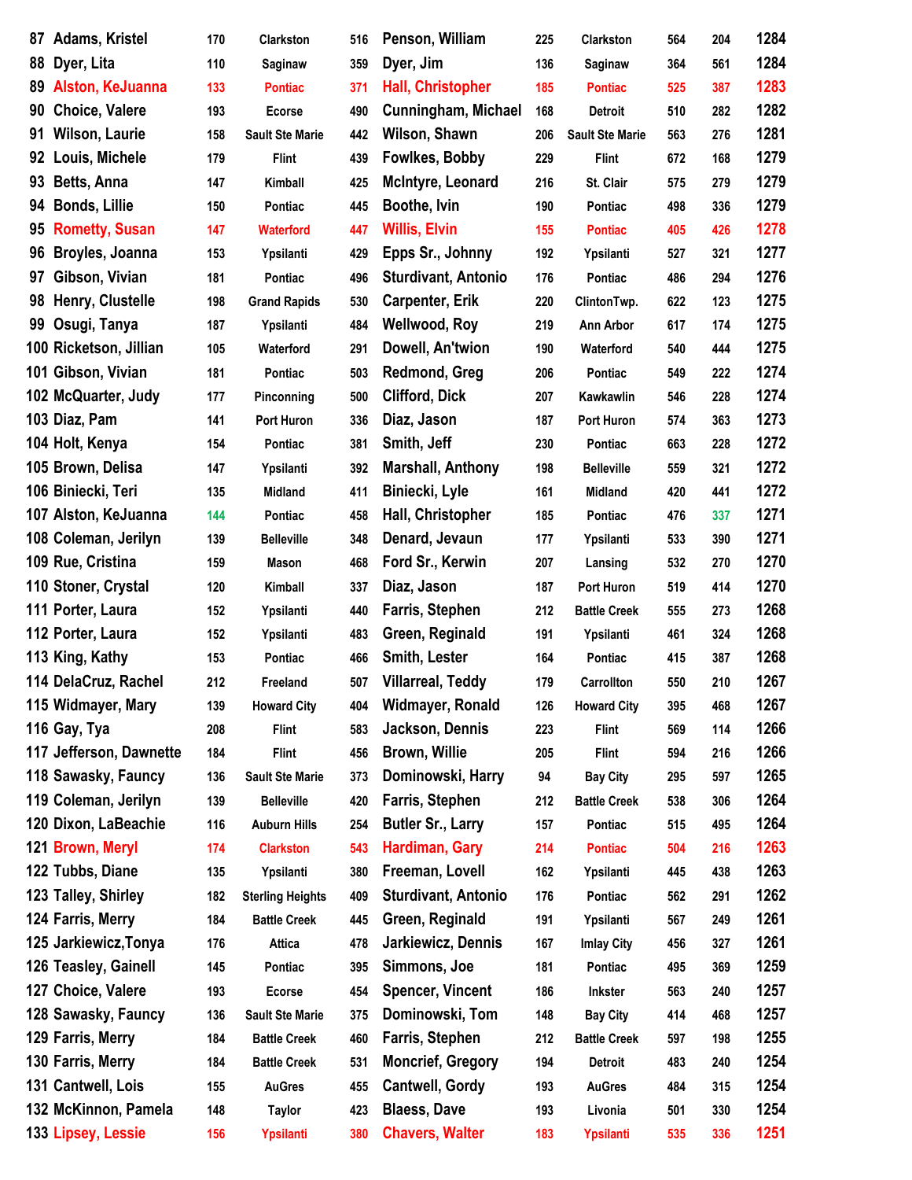| # | Name | Avg | City | Score | Name | Avg | City | Score | Hcp | Total |
|---|---|---|---|---|---|---|---|---|---|---|
| 87 | Adams, Kristel | 170 | Clarkston | 516 | Penson, William | 225 | Clarkston | 564 | 204 | 1284 |
| 88 | Dyer, Lita | 110 | Saginaw | 359 | Dyer, Jim | 136 | Saginaw | 364 | 561 | 1284 |
| 89 | Alston, KeJuanna | 133 | Pontiac | 371 | Hall, Christopher | 185 | Pontiac | 525 | 387 | 1283 |
| 90 | Choice, Valere | 193 | Ecorse | 490 | Cunningham, Michael | 168 | Detroit | 510 | 282 | 1282 |
| 91 | Wilson, Laurie | 158 | Sault Ste Marie | 442 | Wilson, Shawn | 206 | Sault Ste Marie | 563 | 276 | 1281 |
| 92 | Louis, Michele | 179 | Flint | 439 | Fowlkes, Bobby | 229 | Flint | 672 | 168 | 1279 |
| 93 | Betts, Anna | 147 | Kimball | 425 | McIntyre, Leonard | 216 | St. Clair | 575 | 279 | 1279 |
| 94 | Bonds, Lillie | 150 | Pontiac | 445 | Boothe, Ivin | 190 | Pontiac | 498 | 336 | 1279 |
| 95 | Rometty, Susan | 147 | Waterford | 447 | Willis, Elvin | 155 | Pontiac | 405 | 426 | 1278 |
| 96 | Broyles, Joanna | 153 | Ypsilanti | 429 | Epps Sr., Johnny | 192 | Ypsilanti | 527 | 321 | 1277 |
| 97 | Gibson, Vivian | 181 | Pontiac | 496 | Sturdivant, Antonio | 176 | Pontiac | 486 | 294 | 1276 |
| 98 | Henry, Clustelle | 198 | Grand Rapids | 530 | Carpenter, Erik | 220 | ClintonTwp. | 622 | 123 | 1275 |
| 99 | Osugi, Tanya | 187 | Ypsilanti | 484 | Wellwood, Roy | 219 | Ann Arbor | 617 | 174 | 1275 |
| 100 | Ricketson, Jillian | 105 | Waterford | 291 | Dowell, An'twion | 190 | Waterford | 540 | 444 | 1275 |
| 101 | Gibson, Vivian | 181 | Pontiac | 503 | Redmond, Greg | 206 | Pontiac | 549 | 222 | 1274 |
| 102 | McQuarter, Judy | 177 | Pinconning | 500 | Clifford, Dick | 207 | Kawkawlin | 546 | 228 | 1274 |
| 103 | Diaz, Pam | 141 | Port Huron | 336 | Diaz, Jason | 187 | Port Huron | 574 | 363 | 1273 |
| 104 | Holt, Kenya | 154 | Pontiac | 381 | Smith, Jeff | 230 | Pontiac | 663 | 228 | 1272 |
| 105 | Brown, Delisa | 147 | Ypsilanti | 392 | Marshall, Anthony | 198 | Belleville | 559 | 321 | 1272 |
| 106 | Biniecki, Teri | 135 | Midland | 411 | Biniecki, Lyle | 161 | Midland | 420 | 441 | 1272 |
| 107 | Alston, KeJuanna | 144 | Pontiac | 458 | Hall, Christopher | 185 | Pontiac | 476 | 337 | 1271 |
| 108 | Coleman, Jerilyn | 139 | Belleville | 348 | Denard, Jevaun | 177 | Ypsilanti | 533 | 390 | 1271 |
| 109 | Rue, Cristina | 159 | Mason | 468 | Ford Sr., Kerwin | 207 | Lansing | 532 | 270 | 1270 |
| 110 | Stoner, Crystal | 120 | Kimball | 337 | Diaz, Jason | 187 | Port Huron | 519 | 414 | 1270 |
| 111 | Porter, Laura | 152 | Ypsilanti | 440 | Farris, Stephen | 212 | Battle Creek | 555 | 273 | 1268 |
| 112 | Porter, Laura | 152 | Ypsilanti | 483 | Green, Reginald | 191 | Ypsilanti | 461 | 324 | 1268 |
| 113 | King, Kathy | 153 | Pontiac | 466 | Smith, Lester | 164 | Pontiac | 415 | 387 | 1268 |
| 114 | DelaCruz, Rachel | 212 | Freeland | 507 | Villarreal, Teddy | 179 | Carrollton | 550 | 210 | 1267 |
| 115 | Widmayer, Mary | 139 | Howard City | 404 | Widmayer, Ronald | 126 | Howard City | 395 | 468 | 1267 |
| 116 | Gay, Tya | 208 | Flint | 583 | Jackson, Dennis | 223 | Flint | 569 | 114 | 1266 |
| 117 | Jefferson, Dawnette | 184 | Flint | 456 | Brown, Willie | 205 | Flint | 594 | 216 | 1266 |
| 118 | Sawasky, Fauncy | 136 | Sault Ste Marie | 373 | Dominowski, Harry | 94 | Bay City | 295 | 597 | 1265 |
| 119 | Coleman, Jerilyn | 139 | Belleville | 420 | Farris, Stephen | 212 | Battle Creek | 538 | 306 | 1264 |
| 120 | Dixon, LaBeachie | 116 | Auburn Hills | 254 | Butler Sr., Larry | 157 | Pontiac | 515 | 495 | 1264 |
| 121 | Brown, Meryl | 174 | Clarkston | 543 | Hardiman, Gary | 214 | Pontiac | 504 | 216 | 1263 |
| 122 | Tubbs, Diane | 135 | Ypsilanti | 380 | Freeman, Lovell | 162 | Ypsilanti | 445 | 438 | 1263 |
| 123 | Talley, Shirley | 182 | Sterling Heights | 409 | Sturdivant, Antonio | 176 | Pontiac | 562 | 291 | 1262 |
| 124 | Farris, Merry | 184 | Battle Creek | 445 | Green, Reginald | 191 | Ypsilanti | 567 | 249 | 1261 |
| 125 | Jarkiewicz,Tonya | 176 | Attica | 478 | Jarkiewicz, Dennis | 167 | Imlay City | 456 | 327 | 1261 |
| 126 | Teasley, Gainell | 145 | Pontiac | 395 | Simmons, Joe | 181 | Pontiac | 495 | 369 | 1259 |
| 127 | Choice, Valere | 193 | Ecorse | 454 | Spencer, Vincent | 186 | Inkster | 563 | 240 | 1257 |
| 128 | Sawasky, Fauncy | 136 | Sault Ste Marie | 375 | Dominowski, Tom | 148 | Bay City | 414 | 468 | 1257 |
| 129 | Farris, Merry | 184 | Battle Creek | 460 | Farris, Stephen | 212 | Battle Creek | 597 | 198 | 1255 |
| 130 | Farris, Merry | 184 | Battle Creek | 531 | Moncrief, Gregory | 194 | Detroit | 483 | 240 | 1254 |
| 131 | Cantwell, Lois | 155 | AuGres | 455 | Cantwell, Gordy | 193 | AuGres | 484 | 315 | 1254 |
| 132 | McKinnon, Pamela | 148 | Taylor | 423 | Blaess, Dave | 193 | Livonia | 501 | 330 | 1254 |
| 133 | Lipsey, Lessie | 156 | Ypsilanti | 380 | Chavers, Walter | 183 | Ypsilanti | 535 | 336 | 1251 |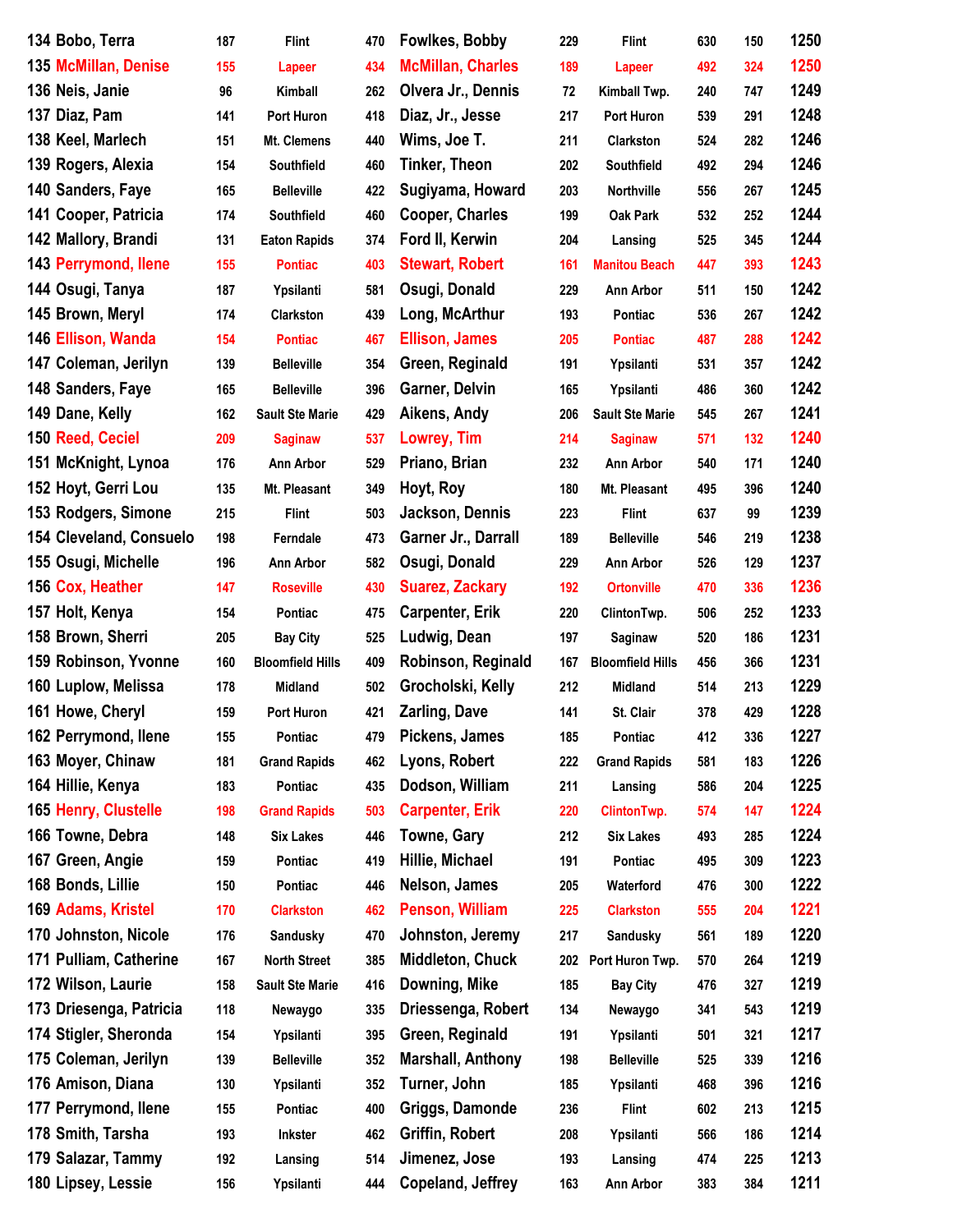| | | | | | | | | | |
|---|---|---|---|---|---|---|---|---|---|
| 134 Bobo, Terra | 187 | Flint | 470 | Fowlkes, Bobby | 229 | Flint | 630 | 150 | 1250 |
| 135 McMillan, Denise | 155 | Lapeer | 434 | McMillan, Charles | 189 | Lapeer | 492 | 324 | 1250 |
| 136 Neis, Janie | 96 | Kimball | 262 | Olvera Jr., Dennis | 72 | Kimball Twp. | 240 | 747 | 1249 |
| 137 Diaz, Pam | 141 | Port Huron | 418 | Diaz, Jr., Jesse | 217 | Port Huron | 539 | 291 | 1248 |
| 138 Keel, Marlech | 151 | Mt. Clemens | 440 | Wims, Joe T. | 211 | Clarkston | 524 | 282 | 1246 |
| 139 Rogers, Alexia | 154 | Southfield | 460 | Tinker, Theon | 202 | Southfield | 492 | 294 | 1246 |
| 140 Sanders, Faye | 165 | Belleville | 422 | Sugiyama, Howard | 203 | Northville | 556 | 267 | 1245 |
| 141 Cooper, Patricia | 174 | Southfield | 460 | Cooper, Charles | 199 | Oak Park | 532 | 252 | 1244 |
| 142 Mallory, Brandi | 131 | Eaton Rapids | 374 | Ford II, Kerwin | 204 | Lansing | 525 | 345 | 1244 |
| 143 Perrymond, Ilene | 155 | Pontiac | 403 | Stewart, Robert | 161 | Manitou Beach | 447 | 393 | 1243 |
| 144 Osugi, Tanya | 187 | Ypsilanti | 581 | Osugi, Donald | 229 | Ann Arbor | 511 | 150 | 1242 |
| 145 Brown, Meryl | 174 | Clarkston | 439 | Long, McArthur | 193 | Pontiac | 536 | 267 | 1242 |
| 146 Ellison, Wanda | 154 | Pontiac | 467 | Ellison, James | 205 | Pontiac | 487 | 288 | 1242 |
| 147 Coleman, Jerilyn | 139 | Belleville | 354 | Green, Reginald | 191 | Ypsilanti | 531 | 357 | 1242 |
| 148 Sanders, Faye | 165 | Belleville | 396 | Garner, Delvin | 165 | Ypsilanti | 486 | 360 | 1242 |
| 149 Dane, Kelly | 162 | Sault Ste Marie | 429 | Aikens, Andy | 206 | Sault Ste Marie | 545 | 267 | 1241 |
| 150 Reed, Ceciel | 209 | Saginaw | 537 | Lowrey, Tim | 214 | Saginaw | 571 | 132 | 1240 |
| 151 McKnight, Lynoa | 176 | Ann Arbor | 529 | Priano, Brian | 232 | Ann Arbor | 540 | 171 | 1240 |
| 152 Hoyt, Gerri Lou | 135 | Mt. Pleasant | 349 | Hoyt, Roy | 180 | Mt. Pleasant | 495 | 396 | 1240 |
| 153 Rodgers, Simone | 215 | Flint | 503 | Jackson, Dennis | 223 | Flint | 637 | 99 | 1239 |
| 154 Cleveland, Consuelo | 198 | Ferndale | 473 | Garner Jr., Darrall | 189 | Belleville | 546 | 219 | 1238 |
| 155 Osugi, Michelle | 196 | Ann Arbor | 582 | Osugi, Donald | 229 | Ann Arbor | 526 | 129 | 1237 |
| 156 Cox, Heather | 147 | Roseville | 430 | Suarez, Zackary | 192 | Ortonville | 470 | 336 | 1236 |
| 157 Holt, Kenya | 154 | Pontiac | 475 | Carpenter, Erik | 220 | ClintonTwp. | 506 | 252 | 1233 |
| 158 Brown, Sherri | 205 | Bay City | 525 | Ludwig, Dean | 197 | Saginaw | 520 | 186 | 1231 |
| 159 Robinson, Yvonne | 160 | Bloomfield Hills | 409 | Robinson, Reginald | 167 | Bloomfield Hills | 456 | 366 | 1231 |
| 160 Luplow, Melissa | 178 | Midland | 502 | Grocholski, Kelly | 212 | Midland | 514 | 213 | 1229 |
| 161 Howe, Cheryl | 159 | Port Huron | 421 | Zarling, Dave | 141 | St. Clair | 378 | 429 | 1228 |
| 162 Perrymond, Ilene | 155 | Pontiac | 479 | Pickens, James | 185 | Pontiac | 412 | 336 | 1227 |
| 163 Moyer, Chinaw | 181 | Grand Rapids | 462 | Lyons, Robert | 222 | Grand Rapids | 581 | 183 | 1226 |
| 164 Hillie, Kenya | 183 | Pontiac | 435 | Dodson, William | 211 | Lansing | 586 | 204 | 1225 |
| 165 Henry, Clustelle | 198 | Grand Rapids | 503 | Carpenter, Erik | 220 | ClintonTwp. | 574 | 147 | 1224 |
| 166 Towne, Debra | 148 | Six Lakes | 446 | Towne, Gary | 212 | Six Lakes | 493 | 285 | 1224 |
| 167 Green, Angie | 159 | Pontiac | 419 | Hillie, Michael | 191 | Pontiac | 495 | 309 | 1223 |
| 168 Bonds, Lillie | 150 | Pontiac | 446 | Nelson, James | 205 | Waterford | 476 | 300 | 1222 |
| 169 Adams, Kristel | 170 | Clarkston | 462 | Penson, William | 225 | Clarkston | 555 | 204 | 1221 |
| 170 Johnston, Nicole | 176 | Sandusky | 470 | Johnston, Jeremy | 217 | Sandusky | 561 | 189 | 1220 |
| 171 Pulliam, Catherine | 167 | North Street | 385 | Middleton, Chuck | 202 | Port Huron Twp. | 570 | 264 | 1219 |
| 172 Wilson, Laurie | 158 | Sault Ste Marie | 416 | Downing, Mike | 185 | Bay City | 476 | 327 | 1219 |
| 173 Driesenga, Patricia | 118 | Newaygo | 335 | Driessenga, Robert | 134 | Newaygo | 341 | 543 | 1219 |
| 174 Stigler, Sheronda | 154 | Ypsilanti | 395 | Green, Reginald | 191 | Ypsilanti | 501 | 321 | 1217 |
| 175 Coleman, Jerilyn | 139 | Belleville | 352 | Marshall, Anthony | 198 | Belleville | 525 | 339 | 1216 |
| 176 Amison, Diana | 130 | Ypsilanti | 352 | Turner, John | 185 | Ypsilanti | 468 | 396 | 1216 |
| 177 Perrymond, Ilene | 155 | Pontiac | 400 | Griggs, Damonde | 236 | Flint | 602 | 213 | 1215 |
| 178 Smith, Tarsha | 193 | Inkster | 462 | Griffin, Robert | 208 | Ypsilanti | 566 | 186 | 1214 |
| 179 Salazar, Tammy | 192 | Lansing | 514 | Jimenez, Jose | 193 | Lansing | 474 | 225 | 1213 |
| 180 Lipsey, Lessie | 156 | Ypsilanti | 444 | Copeland, Jeffrey | 163 | Ann Arbor | 383 | 384 | 1211 |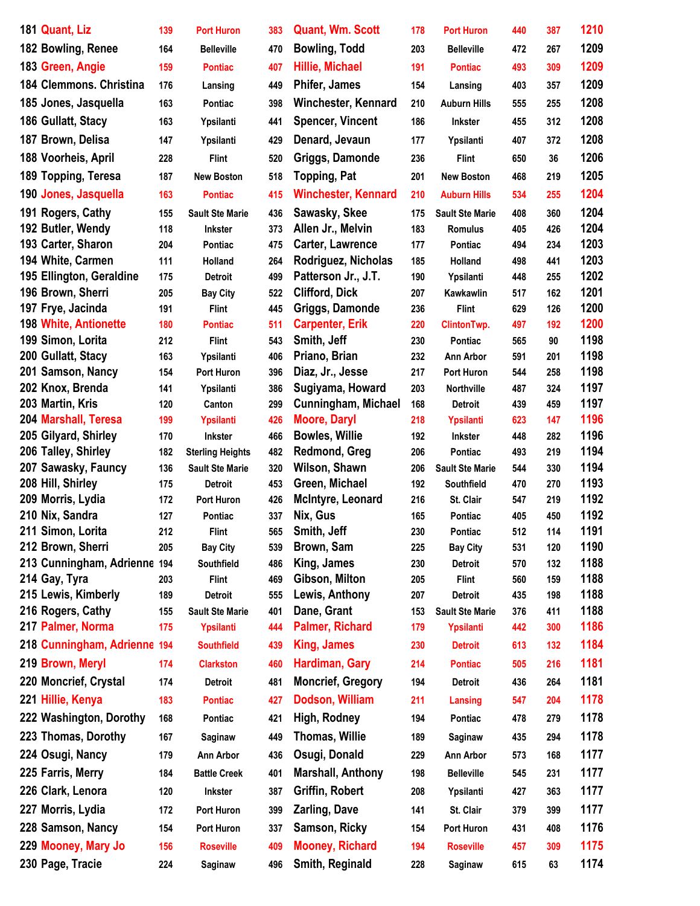| | | | | | | | | | | |
|---|---|---|---|---|---|---|---|---|---|---|
| 181 | Quant, Liz | 139 | Port Huron | 383 | Quant, Wm. Scott | 178 | Port Huron | 440 | 387 | 1210 |
| 182 | Bowling, Renee | 164 | Belleville | 470 | Bowling, Todd | 203 | Belleville | 472 | 267 | 1209 |
| 183 | Green, Angie | 159 | Pontiac | 407 | Hillie, Michael | 191 | Pontiac | 493 | 309 | 1209 |
| 184 | Clemmons. Christina | 176 | Lansing | 449 | Phifer, James | 154 | Lansing | 403 | 357 | 1209 |
| 185 | Jones, Jasquella | 163 | Pontiac | 398 | Winchester, Kennard | 210 | Auburn Hills | 555 | 255 | 1208 |
| 186 | Gullatt, Stacy | 163 | Ypsilanti | 441 | Spencer, Vincent | 186 | Inkster | 455 | 312 | 1208 |
| 187 | Brown, Delisa | 147 | Ypsilanti | 429 | Denard, Jevaun | 177 | Ypsilanti | 407 | 372 | 1208 |
| 188 | Voorheis, April | 228 | Flint | 520 | Griggs, Damonde | 236 | Flint | 650 | 36 | 1206 |
| 189 | Topping, Teresa | 187 | New Boston | 518 | Topping, Pat | 201 | New Boston | 468 | 219 | 1205 |
| 190 | Jones, Jasquella | 163 | Pontiac | 415 | Winchester, Kennard | 210 | Auburn Hills | 534 | 255 | 1204 |
| 191 | Rogers, Cathy | 155 | Sault Ste Marie | 436 | Sawasky, Skee | 175 | Sault Ste Marie | 408 | 360 | 1204 |
| 192 | Butler, Wendy | 118 | Inkster | 373 | Allen Jr., Melvin | 183 | Romulus | 405 | 426 | 1204 |
| 193 | Carter, Sharon | 204 | Pontiac | 475 | Carter, Lawrence | 177 | Pontiac | 494 | 234 | 1203 |
| 194 | White, Carmen | 111 | Holland | 264 | Rodriguez, Nicholas | 185 | Holland | 498 | 441 | 1203 |
| 195 | Ellington, Geraldine | 175 | Detroit | 499 | Patterson Jr., J.T. | 190 | Ypsilanti | 448 | 255 | 1202 |
| 196 | Brown, Sherri | 205 | Bay City | 522 | Clifford, Dick | 207 | Kawkawlin | 517 | 162 | 1201 |
| 197 | Frye, Jacinda | 191 | Flint | 445 | Griggs, Damonde | 236 | Flint | 629 | 126 | 1200 |
| 198 | White, Antionette | 180 | Pontiac | 511 | Carpenter, Erik | 220 | ClintonTwp. | 497 | 192 | 1200 |
| 199 | Simon, Lorita | 212 | Flint | 543 | Smith, Jeff | 230 | Pontiac | 565 | 90 | 1198 |
| 200 | Gullatt, Stacy | 163 | Ypsilanti | 406 | Priano, Brian | 232 | Ann Arbor | 591 | 201 | 1198 |
| 201 | Samson, Nancy | 154 | Port Huron | 396 | Diaz, Jr., Jesse | 217 | Port Huron | 544 | 258 | 1198 |
| 202 | Knox, Brenda | 141 | Ypsilanti | 386 | Sugiyama, Howard | 203 | Northville | 487 | 324 | 1197 |
| 203 | Martin, Kris | 120 | Canton | 299 | Cunningham, Michael | 168 | Detroit | 439 | 459 | 1197 |
| 204 | Marshall, Teresa | 199 | Ypsilanti | 426 | Moore, Daryl | 218 | Ypsilanti | 623 | 147 | 1196 |
| 205 | Gilyard, Shirley | 170 | Inkster | 466 | Bowles, Willie | 192 | Inkster | 448 | 282 | 1196 |
| 206 | Talley, Shirley | 182 | Sterling Heights | 482 | Redmond, Greg | 206 | Pontiac | 493 | 219 | 1194 |
| 207 | Sawasky, Fauncy | 136 | Sault Ste Marie | 320 | Wilson, Shawn | 206 | Sault Ste Marie | 544 | 330 | 1194 |
| 208 | Hill, Shirley | 175 | Detroit | 453 | Green, Michael | 192 | Southfield | 470 | 270 | 1193 |
| 209 | Morris, Lydia | 172 | Port Huron | 426 | McIntyre, Leonard | 216 | St. Clair | 547 | 219 | 1192 |
| 210 | Nix, Sandra | 127 | Pontiac | 337 | Nix, Gus | 165 | Pontiac | 405 | 450 | 1192 |
| 211 | Simon, Lorita | 212 | Flint | 565 | Smith, Jeff | 230 | Pontiac | 512 | 114 | 1191 |
| 212 | Brown, Sherri | 205 | Bay City | 539 | Brown, Sam | 225 | Bay City | 531 | 120 | 1190 |
| 213 | Cunningham, Adrienne | 194 | Southfield | 486 | King, James | 230 | Detroit | 570 | 132 | 1188 |
| 214 | Gay, Tyra | 203 | Flint | 469 | Gibson, Milton | 205 | Flint | 560 | 159 | 1188 |
| 215 | Lewis, Kimberly | 189 | Detroit | 555 | Lewis, Anthony | 207 | Detroit | 435 | 198 | 1188 |
| 216 | Rogers, Cathy | 155 | Sault Ste Marie | 401 | Dane, Grant | 153 | Sault Ste Marie | 376 | 411 | 1188 |
| 217 | Palmer, Norma | 175 | Ypsilanti | 444 | Palmer, Richard | 179 | Ypsilanti | 442 | 300 | 1186 |
| 218 | Cunningham, Adrienne | 194 | Southfield | 439 | King, James | 230 | Detroit | 613 | 132 | 1184 |
| 219 | Brown, Meryl | 174 | Clarkston | 460 | Hardiman, Gary | 214 | Pontiac | 505 | 216 | 1181 |
| 220 | Moncrief, Crystal | 174 | Detroit | 481 | Moncrief, Gregory | 194 | Detroit | 436 | 264 | 1181 |
| 221 | Hillie, Kenya | 183 | Pontiac | 427 | Dodson, William | 211 | Lansing | 547 | 204 | 1178 |
| 222 | Washington, Dorothy | 168 | Pontiac | 421 | High, Rodney | 194 | Pontiac | 478 | 279 | 1178 |
| 223 | Thomas, Dorothy | 167 | Saginaw | 449 | Thomas, Willie | 189 | Saginaw | 435 | 294 | 1178 |
| 224 | Osugi, Nancy | 179 | Ann Arbor | 436 | Osugi, Donald | 229 | Ann Arbor | 573 | 168 | 1177 |
| 225 | Farris, Merry | 184 | Battle Creek | 401 | Marshall, Anthony | 198 | Belleville | 545 | 231 | 1177 |
| 226 | Clark, Lenora | 120 | Inkster | 387 | Griffin, Robert | 208 | Ypsilanti | 427 | 363 | 1177 |
| 227 | Morris, Lydia | 172 | Port Huron | 399 | Zarling, Dave | 141 | St. Clair | 379 | 399 | 1177 |
| 228 | Samson, Nancy | 154 | Port Huron | 337 | Samson, Ricky | 154 | Port Huron | 431 | 408 | 1176 |
| 229 | Mooney, Mary Jo | 156 | Roseville | 409 | Mooney, Richard | 194 | Roseville | 457 | 309 | 1175 |
| 230 | Page, Tracie | 224 | Saginaw | 496 | Smith, Reginald | 228 | Saginaw | 615 | 63 | 1174 |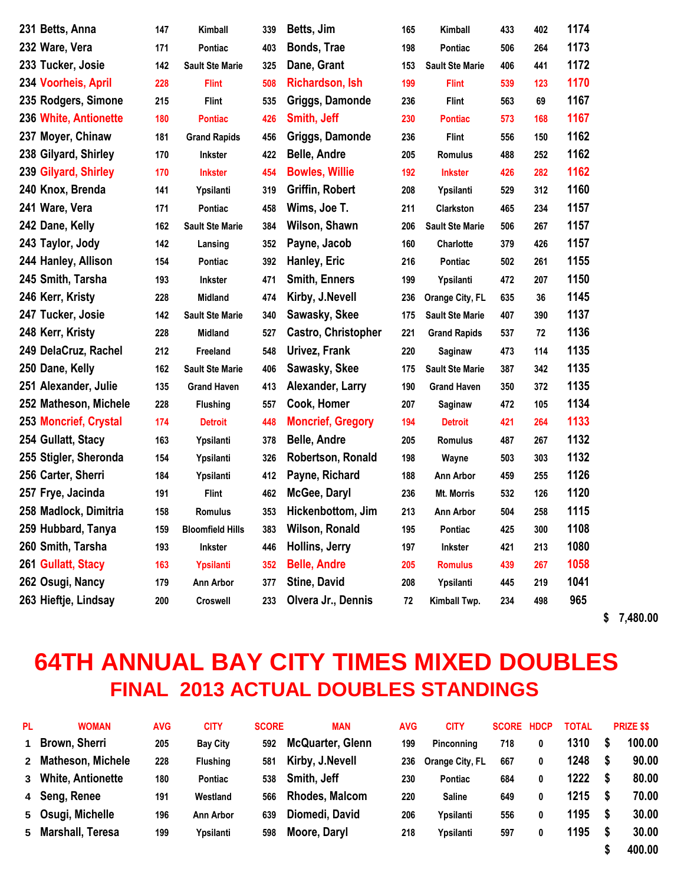| PL | WOMAN | AVG | CITY | SCORE | MAN | AVG | CITY | SCORE | HDCP | TOTAL | PRIZE $$ |
|---|---|---|---|---|---|---|---|---|---|---|---|
| 231 | Betts, Anna | 147 | Kimball | 339 | Betts, Jim | 165 | Kimball | 433 | 402 | 1174 | |
| 232 | Ware, Vera | 171 | Pontiac | 403 | Bonds, Trae | 198 | Pontiac | 506 | 264 | 1173 | |
| 233 | Tucker, Josie | 142 | Sault Ste Marie | 325 | Dane, Grant | 153 | Sault Ste Marie | 406 | 441 | 1172 | |
| 234 | Voorheis, April | 228 | Flint | 508 | Richardson, Ish | 199 | Flint | 539 | 123 | 1170 | |
| 235 | Rodgers, Simone | 215 | Flint | 535 | Griggs, Damonde | 236 | Flint | 563 | 69 | 1167 | |
| 236 | White, Antionette | 180 | Pontiac | 426 | Smith, Jeff | 230 | Pontiac | 573 | 168 | 1167 | |
| 237 | Moyer, Chinaw | 181 | Grand Rapids | 456 | Griggs, Damonde | 236 | Flint | 556 | 150 | 1162 | |
| 238 | Gilyard, Shirley | 170 | Inkster | 422 | Belle, Andre | 205 | Romulus | 488 | 252 | 1162 | |
| 239 | Gilyard, Shirley | 170 | Inkster | 454 | Bowles, Willie | 192 | Inkster | 426 | 282 | 1162 | |
| 240 | Knox, Brenda | 141 | Ypsilanti | 319 | Griffin, Robert | 208 | Ypsilanti | 529 | 312 | 1160 | |
| 241 | Ware, Vera | 171 | Pontiac | 458 | Wims, Joe T. | 211 | Clarkston | 465 | 234 | 1157 | |
| 242 | Dane, Kelly | 162 | Sault Ste Marie | 384 | Wilson, Shawn | 206 | Sault Ste Marie | 506 | 267 | 1157 | |
| 243 | Taylor, Jody | 142 | Lansing | 352 | Payne, Jacob | 160 | Charlotte | 379 | 426 | 1157 | |
| 244 | Hanley, Allison | 154 | Pontiac | 392 | Hanley, Eric | 216 | Pontiac | 502 | 261 | 1155 | |
| 245 | Smith, Tarsha | 193 | Inkster | 471 | Smith, Enners | 199 | Ypsilanti | 472 | 207 | 1150 | |
| 246 | Kerr, Kristy | 228 | Midland | 474 | Kirby, J.Nevell | 236 | Orange City, FL | 635 | 36 | 1145 | |
| 247 | Tucker, Josie | 142 | Sault Ste Marie | 340 | Sawasky, Skee | 175 | Sault Ste Marie | 407 | 390 | 1137 | |
| 248 | Kerr, Kristy | 228 | Midland | 527 | Castro, Christopher | 221 | Grand Rapids | 537 | 72 | 1136 | |
| 249 | DelaCruz, Rachel | 212 | Freeland | 548 | Urivez, Frank | 220 | Saginaw | 473 | 114 | 1135 | |
| 250 | Dane, Kelly | 162 | Sault Ste Marie | 406 | Sawasky, Skee | 175 | Sault Ste Marie | 387 | 342 | 1135 | |
| 251 | Alexander, Julie | 135 | Grand Haven | 413 | Alexander, Larry | 190 | Grand Haven | 350 | 372 | 1135 | |
| 252 | Matheson, Michele | 228 | Flushing | 557 | Cook, Homer | 207 | Saginaw | 472 | 105 | 1134 | |
| 253 | Moncrief, Crystal | 174 | Detroit | 448 | Moncrief, Gregory | 194 | Detroit | 421 | 264 | 1133 | |
| 254 | Gullatt, Stacy | 163 | Ypsilanti | 378 | Belle, Andre | 205 | Romulus | 487 | 267 | 1132 | |
| 255 | Stigler, Sheronda | 154 | Ypsilanti | 326 | Robertson, Ronald | 198 | Wayne | 503 | 303 | 1132 | |
| 256 | Carter, Sherri | 184 | Ypsilanti | 412 | Payne, Richard | 188 | Ann Arbor | 459 | 255 | 1126 | |
| 257 | Frye, Jacinda | 191 | Flint | 462 | McGee, Daryl | 236 | Mt. Morris | 532 | 126 | 1120 | |
| 258 | Madlock, Dimitria | 158 | Romulus | 353 | Hickenbottom, Jim | 213 | Ann Arbor | 504 | 258 | 1115 | |
| 259 | Hubbard, Tanya | 159 | Bloomfield Hills | 383 | Wilson, Ronald | 195 | Pontiac | 425 | 300 | 1108 | |
| 260 | Smith, Tarsha | 193 | Inkster | 446 | Hollins, Jerry | 197 | Inkster | 421 | 213 | 1080 | |
| 261 | Gullatt, Stacy | 163 | Ypsilanti | 352 | Belle, Andre | 205 | Romulus | 439 | 267 | 1058 | |
| 262 | Osugi, Nancy | 179 | Ann Arbor | 377 | Stine, David | 208 | Ypsilanti | 445 | 219 | 1041 | |
| 263 | Hieftje, Lindsay | 200 | Croswell | 233 | Olvera Jr., Dennis | 72 | Kimball Twp. | 234 | 498 | 965 | |
| | | | | | | | | | | | $ 7,480.00 |

# 64TH ANNUAL BAY CITY TIMES MIXED DOUBLES

## FINAL 2013 ACTUAL DOUBLES STANDINGS

| PL | WOMAN | AVG | CITY | SCORE | MAN | AVG | CITY | SCORE | HDCP | TOTAL | PRIZE $$ |
|---|---|---|---|---|---|---|---|---|---|---|---|
| 1 | Brown, Sherri | 205 | Bay City | 592 | McQuarter, Glenn | 199 | Pinconning | 718 | 0 | 1310 | $ 100.00 |
| 2 | Matheson, Michele | 228 | Flushing | 581 | Kirby, J.Nevell | 236 | Orange City, FL | 667 | 0 | 1248 | $ 90.00 |
| 3 | White, Antionette | 180 | Pontiac | 538 | Smith, Jeff | 230 | Pontiac | 684 | 0 | 1222 | $ 80.00 |
| 4 | Seng, Renee | 191 | Westland | 566 | Rhodes, Malcom | 220 | Saline | 649 | 0 | 1215 | $ 70.00 |
| 5 | Osugi, Michelle | 196 | Ann Arbor | 639 | Diomedi, David | 206 | Ypsilanti | 556 | 0 | 1195 | $ 30.00 |
| 5 | Marshall, Teresa | 199 | Ypsilanti | 598 | Moore, Daryl | 218 | Ypsilanti | 597 | 0 | 1195 | $ 30.00 |
| | | | | | | | | | | | $ 400.00 |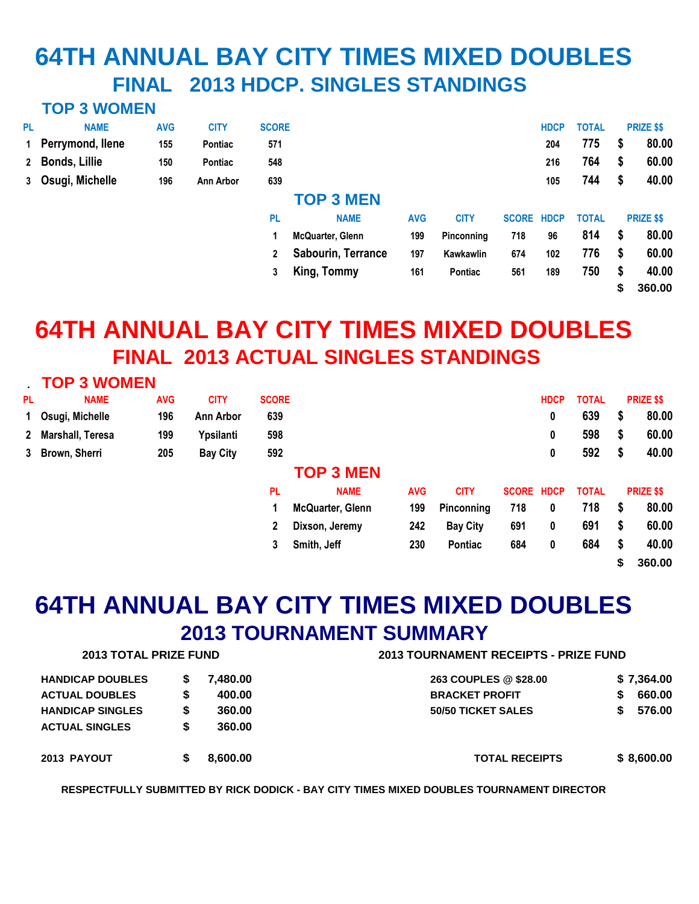# 64TH ANNUAL BAY CITY TIMES MIXED DOUBLES

## FINAL 2013 HDCP. SINGLES STANDINGS

### TOP 3 WOMEN

| PL | NAME | AVG | CITY | SCORE | HDCP | TOTAL | PRIZE $$ |
|---|---|---|---|---|---|---|---|
| 1 | Perrymond, Ilene | 155 | Pontiac | 571 | 204 | 775 | $ 80.00 |
| 2 | Bonds, Lillie | 150 | Pontiac | 548 | 216 | 764 | $ 60.00 |
| 3 | Osugi, Michelle | 196 | Ann Arbor | 639 | 105 | 744 | $ 40.00 |

### TOP 3 MEN

| PL | NAME | AVG | CITY | SCORE | HDCP | TOTAL | PRIZE $$ |
|---|---|---|---|---|---|---|---|
| 1 | McQuarter, Glenn | 199 | Pinconning | 718 | 96 | 814 | $ 80.00 |
| 2 | Sabourin, Terrance | 197 | Kawkawlin | 674 | 102 | 776 | $ 60.00 |
| 3 | King, Tommy | 161 | Pontiac | 561 | 189 | 750 | $ 40.00 |
| | | | | | | | $ 360.00 |

# 64TH ANNUAL BAY CITY TIMES MIXED DOUBLES

## FINAL 2013 ACTUAL SINGLES STANDINGS

### TOP 3 WOMEN

| PL | NAME | AVG | CITY | SCORE | HDCP | TOTAL | PRIZE $$ |
|---|---|---|---|---|---|---|---|
| 1 | Osugi, Michelle | 196 | Ann Arbor | 639 | 0 | 639 | $ 80.00 |
| 2 | Marshall, Teresa | 199 | Ypsilanti | 598 | 0 | 598 | $ 60.00 |
| 3 | Brown, Sherri | 205 | Bay City | 592 | 0 | 592 | $ 40.00 |

### TOP 3 MEN

| PL | NAME | AVG | CITY | SCORE | HDCP | TOTAL | PRIZE $$ |
|---|---|---|---|---|---|---|---|
| 1 | McQuarter, Glenn | 199 | Pinconning | 718 | 0 | 718 | $ 80.00 |
| 2 | Dixson, Jeremy | 242 | Bay City | 691 | 0 | 691 | $ 60.00 |
| 3 | Smith, Jeff | 230 | Pontiac | 684 | 0 | 684 | $ 40.00 |
| | | | | | | | $ 360.00 |

# 64TH ANNUAL BAY CITY TIMES MIXED DOUBLES

## 2013 TOURNAMENT SUMMARY

### 2013 TOTAL PRIZE FUND

| | |
|---|---|
| HANDICAP DOUBLES | $ 7,480.00 |
| ACTUAL DOUBLES | $ 400.00 |
| HANDICAP SINGLES | $ 360.00 |
| ACTUAL SINGLES | $ 360.00 |
| 2013 PAYOUT | $ 8,600.00 |

### 2013 TOURNAMENT RECEIPTS - PRIZE FUND

| | |
|---|---|
| 263 COUPLES @ $28.00 | $ 7,364.00 |
| BRACKET PROFIT | $ 660.00 |
| 50/50 TICKET SALES | $ 576.00 |
| TOTAL RECEIPTS | $ 8,600.00 |

**RESPECTFULLY SUBMITTED BY RICK DODICK - BAY CITY TIMES MIXED DOUBLES TOURNAMENT DIRECTOR**